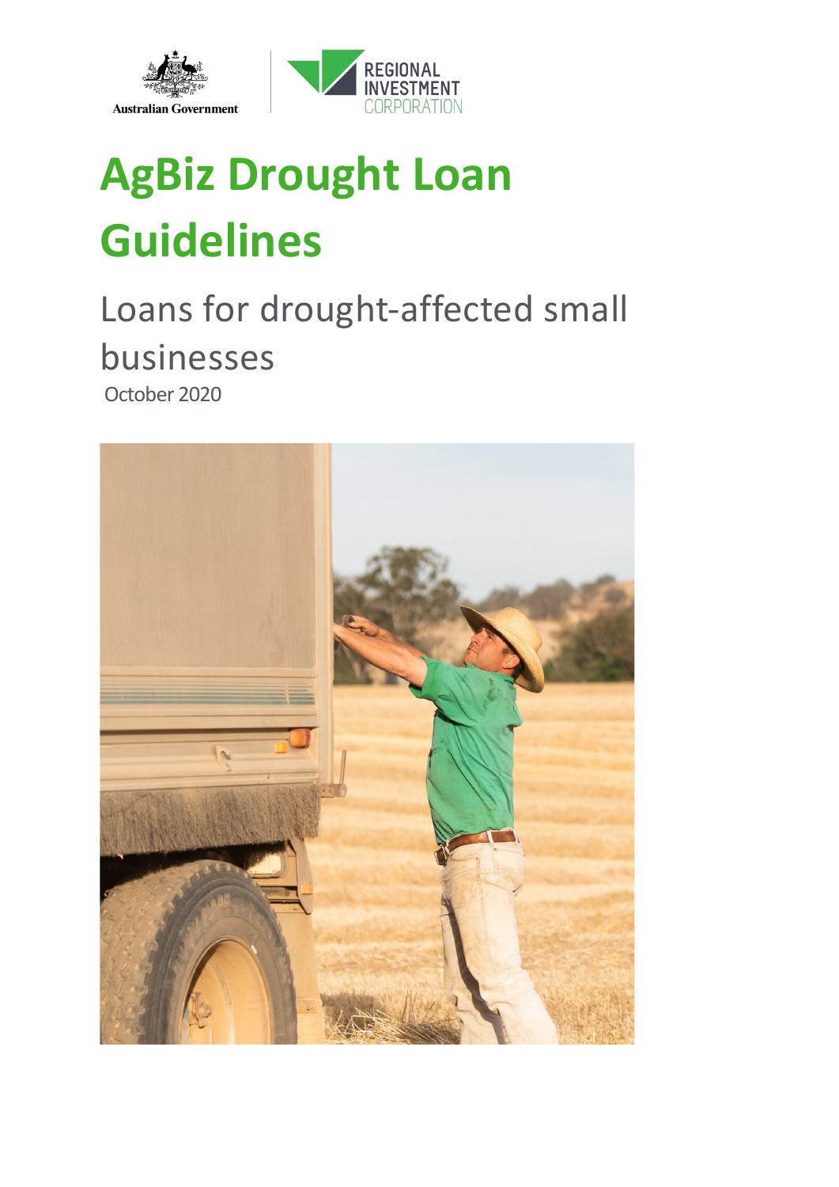Australian Government

REGIONAL INVESTMENT CORPORATION

# AgBiz Drought Loan Guidelines

## Loans for drought-affected small businesses

October 2020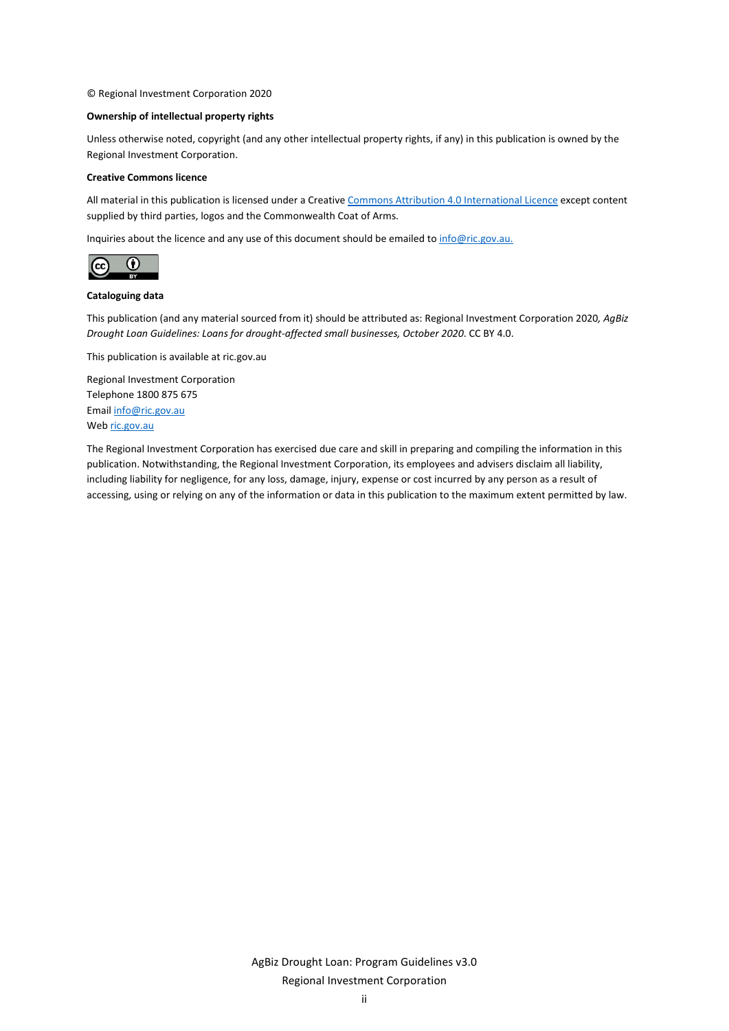© Regional Investment Corporation 2020

**Ownership of intellectual property rights**

Unless otherwise noted, copyright (and any other intellectual property rights, if any) in this publication is owned by the Regional Investment Corporation.

**Creative Commons licence**

All material in this publication is licensed under a Creative [Commons Attribution 4.0 International Licence](https://creativecommons.org/licenses/by/4.0/) except content supplied by third parties, logos and the Commonwealth Coat of Arms.

Inquiries about the licence and any use of this document should be emailed to [info@ric.gov.au.](mailto:info@ric.gov.au)

**Cataloguing data**

This publication (and any material sourced from it) should be attributed as: Regional Investment Corporation 2020, *AgBiz Drought Loan Guidelines: Loans for drought-affected small businesses, October 2020*. CC BY 4.0.

This publication is available at ric.gov.au

Regional Investment Corporation
Telephone 1800 875 675
Email [info@ric.gov.au](mailto:info@ric.gov.au)
Web [ric.gov.au](https://ric.gov.au)

The Regional Investment Corporation has exercised due care and skill in preparing and compiling the information in this publication. Notwithstanding, the Regional Investment Corporation, its employees and advisers disclaim all liability, including liability for negligence, for any loss, damage, injury, expense or cost incurred by any person as a result of accessing, using or relying on any of the information or data in this publication to the maximum extent permitted by law.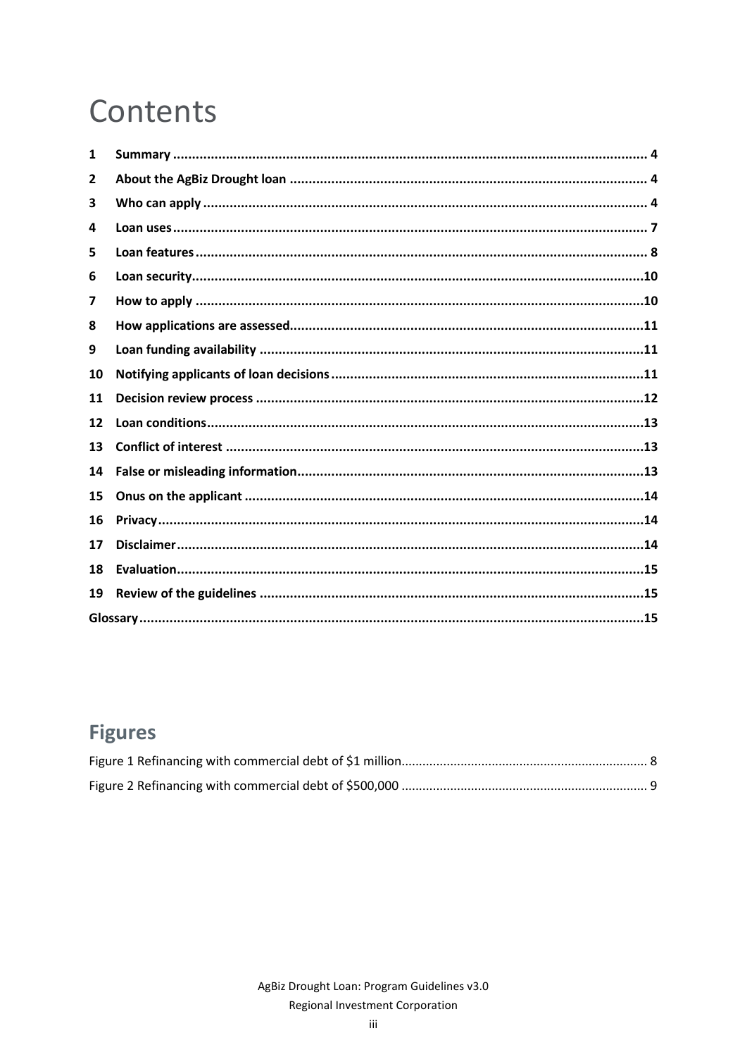# Contents

| | | |
|---|---|---|
| **1** | **Summary** | **4** |
| **2** | **About the AgBiz Drought loan** | **4** |
| **3** | **Who can apply** | **4** |
| **4** | **Loan uses** | **7** |
| **5** | **Loan features** | **8** |
| **6** | **Loan security** | **10** |
| **7** | **How to apply** | **10** |
| **8** | **How applications are assessed** | **11** |
| **9** | **Loan funding availability** | **11** |
| **10** | **Notifying applicants of loan decisions** | **11** |
| **11** | **Decision review process** | **12** |
| **12** | **Loan conditions** | **13** |
| **13** | **Conflict of interest** | **13** |
| **14** | **False or misleading information** | **13** |
| **15** | **Onus on the applicant** | **14** |
| **16** | **Privacy** | **14** |
| **17** | **Disclaimer** | **14** |
| **18** | **Evaluation** | **15** |
| **19** | **Review of the guidelines** | **15** |
| **Glossary** | | **15** |

## Figures

| | |
|---|---|
| Figure 1 Refinancing with commercial debt of $1 million | 8 |
| Figure 2 Refinancing with commercial debt of $500,000 | 9 |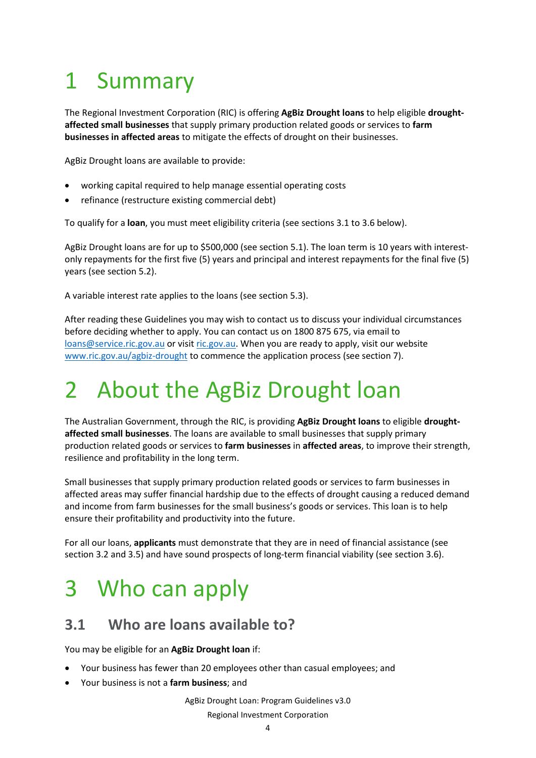# 1 Summary

The Regional Investment Corporation (RIC) is offering **AgBiz Drought loans** to help eligible **drought-affected small businesses** that supply primary production related goods or services to **farm businesses in affected areas** to mitigate the effects of drought on their businesses.

AgBiz Drought loans are available to provide:

- working capital required to help manage essential operating costs
- refinance (restructure existing commercial debt)

To qualify for a **loan**, you must meet eligibility criteria (see sections 3.1 to 3.6 below).

AgBiz Drought loans are for up to $500,000 (see section 5.1). The loan term is 10 years with interest-only repayments for the first five (5) years and principal and interest repayments for the final five (5) years (see section 5.2).

A variable interest rate applies to the loans (see section 5.3).

After reading these Guidelines you may wish to contact us to discuss your individual circumstances before deciding whether to apply. You can contact us on 1800 875 675, via email to [loans@service.ric.gov.au](mailto:loans@service.ric.gov.au) or visit [ric.gov.au](ric.gov.au). When you are ready to apply, visit our website [www.ric.gov.au/agbiz-drought](www.ric.gov.au/agbiz-drought) to commence the application process (see section 7).

# 2 About the AgBiz Drought loan

The Australian Government, through the RIC, is providing **AgBiz Drought loans** to eligible **drought-affected small businesses**. The loans are available to small businesses that supply primary production related goods or services to **farm businesses** in **affected areas**, to improve their strength, resilience and profitability in the long term.

Small businesses that supply primary production related goods or services to farm businesses in affected areas may suffer financial hardship due to the effects of drought causing a reduced demand and income from farm businesses for the small business's goods or services. This loan is to help ensure their profitability and productivity into the future.

For all our loans, **applicants** must demonstrate that they are in need of financial assistance (see section 3.2 and 3.5) and have sound prospects of long-term financial viability (see section 3.6).

# 3 Who can apply

## 3.1 Who are loans available to?

You may be eligible for an **AgBiz Drought loan** if:

- Your business has fewer than 20 employees other than casual employees; and
- Your business is not a **farm business**; and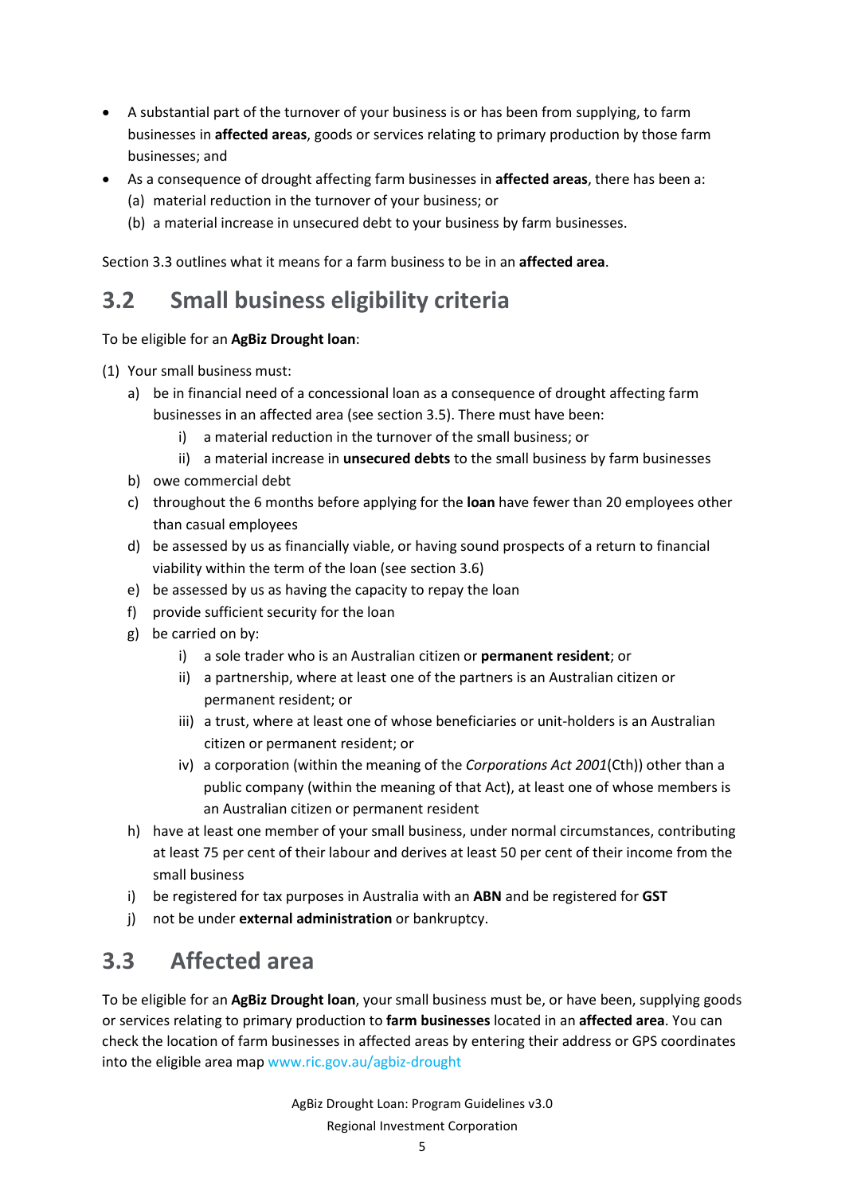- A substantial part of the turnover of your business is or has been from supplying, to farm businesses in **affected areas**, goods or services relating to primary production by those farm businesses; and
- As a consequence of drought affecting farm businesses in **affected areas**, there has been a:
  (a) material reduction in the turnover of your business; or
  (b) a material increase in unsecured debt to your business by farm businesses.

Section 3.3 outlines what it means for a farm business to be in an **affected area**.

## 3.2 Small business eligibility criteria

To be eligible for an **AgBiz Drought loan**:

(1) Your small business must:

  a) be in financial need of a concessional loan as a consequence of drought affecting farm businesses in an affected area (see section 3.5). There must have been:
    i) a material reduction in the turnover of the small business; or
    ii) a material increase in **unsecured debts** to the small business by farm businesses
  b) owe commercial debt
  c) throughout the 6 months before applying for the **loan** have fewer than 20 employees other than casual employees
  d) be assessed by us as financially viable, or having sound prospects of a return to financial viability within the term of the loan (see section 3.6)
  e) be assessed by us as having the capacity to repay the loan
  f) provide sufficient security for the loan
  g) be carried on by:
    i) a sole trader who is an Australian citizen or **permanent resident**; or
    ii) a partnership, where at least one of the partners is an Australian citizen or permanent resident; or
    iii) a trust, where at least one of whose beneficiaries or unit-holders is an Australian citizen or permanent resident; or
    iv) a corporation (within the meaning of the *Corporations Act 2001*(Cth)) other than a public company (within the meaning of that Act), at least one of whose members is an Australian citizen or permanent resident
  h) have at least one member of your small business, under normal circumstances, contributing at least 75 per cent of their labour and derives at least 50 per cent of their income from the small business
  i) be registered for tax purposes in Australia with an **ABN** and be registered for **GST**
  j) not be under **external administration** or bankruptcy.

## 3.3 Affected area

To be eligible for an **AgBiz Drought loan**, your small business must be, or have been, supplying goods or services relating to primary production to **farm businesses** located in an **affected area**. You can check the location of farm businesses in affected areas by entering their address or GPS coordinates into the eligible area map www.ric.gov.au/agbiz-drought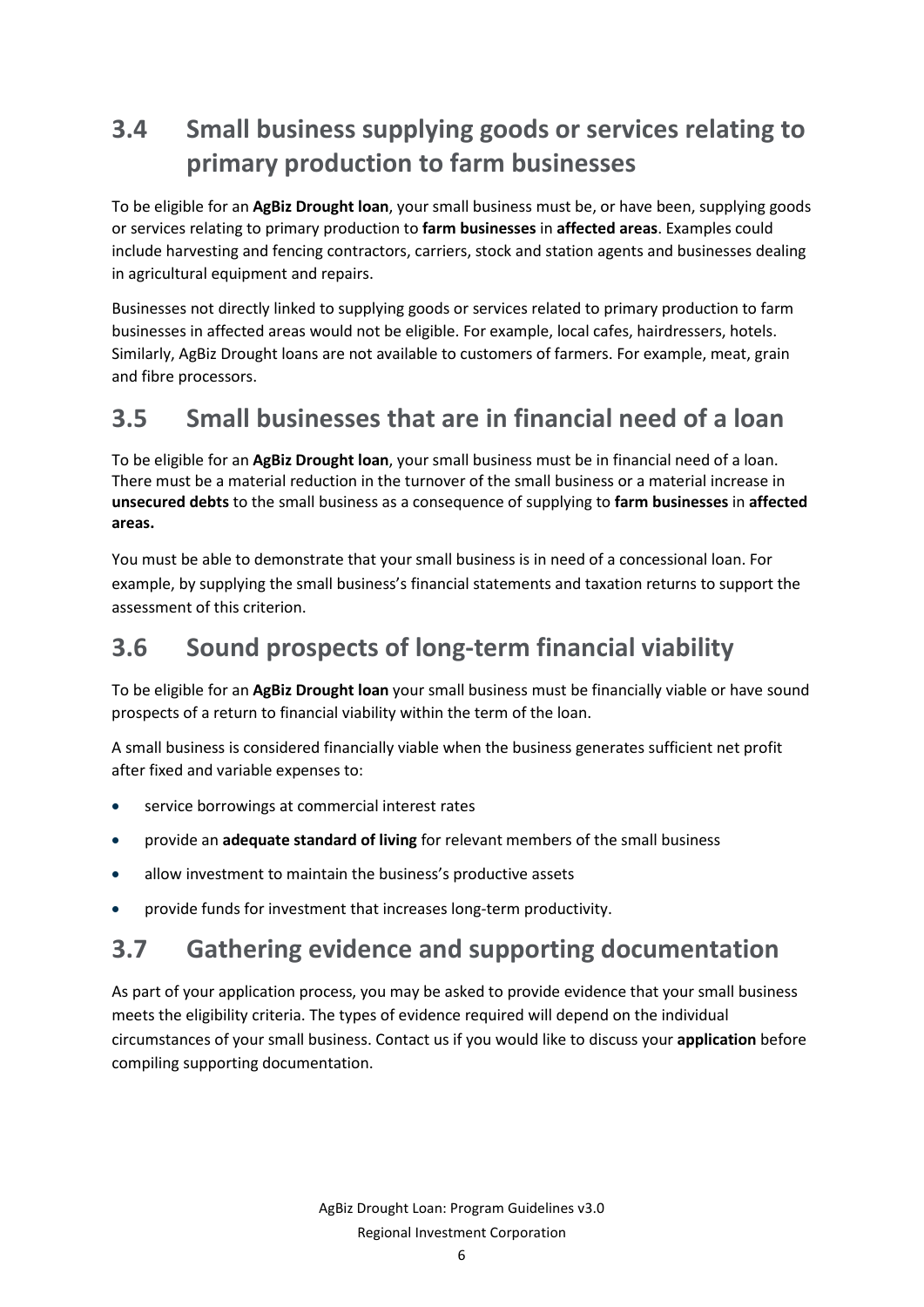## 3.4 Small business supplying goods or services relating to primary production to farm businesses

To be eligible for an **AgBiz Drought loan**, your small business must be, or have been, supplying goods or services relating to primary production to **farm businesses** in **affected areas**. Examples could include harvesting and fencing contractors, carriers, stock and station agents and businesses dealing in agricultural equipment and repairs.

Businesses not directly linked to supplying goods or services related to primary production to farm businesses in affected areas would not be eligible. For example, local cafes, hairdressers, hotels. Similarly, AgBiz Drought loans are not available to customers of farmers. For example, meat, grain and fibre processors.

## 3.5 Small businesses that are in financial need of a loan

To be eligible for an **AgBiz Drought loan**, your small business must be in financial need of a loan. There must be a material reduction in the turnover of the small business or a material increase in **unsecured debts** to the small business as a consequence of supplying to **farm businesses** in **affected areas.**

You must be able to demonstrate that your small business is in need of a concessional loan. For example, by supplying the small business's financial statements and taxation returns to support the assessment of this criterion.

## 3.6 Sound prospects of long-term financial viability

To be eligible for an **AgBiz Drought loan** your small business must be financially viable or have sound prospects of a return to financial viability within the term of the loan.

A small business is considered financially viable when the business generates sufficient net profit after fixed and variable expenses to:

- service borrowings at commercial interest rates
- provide an **adequate standard of living** for relevant members of the small business
- allow investment to maintain the business's productive assets
- provide funds for investment that increases long-term productivity.

## 3.7 Gathering evidence and supporting documentation

As part of your application process, you may be asked to provide evidence that your small business meets the eligibility criteria. The types of evidence required will depend on the individual circumstances of your small business. Contact us if you would like to discuss your **application** before compiling supporting documentation.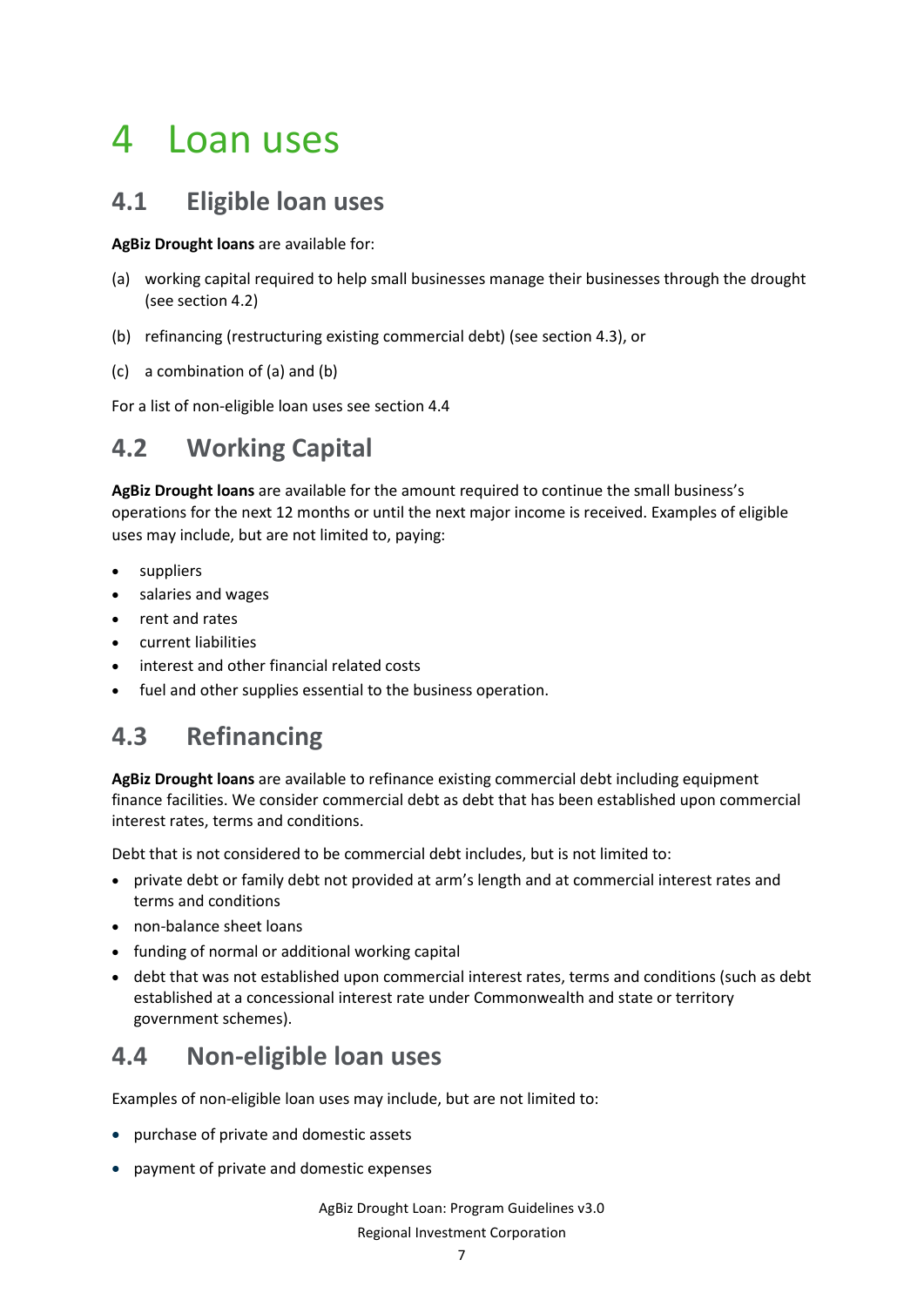# 4 Loan uses

## 4.1 Eligible loan uses

**AgBiz Drought loans** are available for:

(a) working capital required to help small businesses manage their businesses through the drought (see section 4.2)

(b) refinancing (restructuring existing commercial debt) (see section 4.3), or

(c) a combination of (a) and (b)

For a list of non-eligible loan uses see section 4.4

## 4.2 Working Capital

**AgBiz Drought loans** are available for the amount required to continue the small business's operations for the next 12 months or until the next major income is received. Examples of eligible uses may include, but are not limited to, paying:

- suppliers
- salaries and wages
- rent and rates
- current liabilities
- interest and other financial related costs
- fuel and other supplies essential to the business operation.

## 4.3 Refinancing

**AgBiz Drought loans** are available to refinance existing commercial debt including equipment finance facilities. We consider commercial debt as debt that has been established upon commercial interest rates, terms and conditions.

Debt that is not considered to be commercial debt includes, but is not limited to:

- private debt or family debt not provided at arm's length and at commercial interest rates and terms and conditions
- non-balance sheet loans
- funding of normal or additional working capital
- debt that was not established upon commercial interest rates, terms and conditions (such as debt established at a concessional interest rate under Commonwealth and state or territory government schemes).

## 4.4 Non-eligible loan uses

Examples of non-eligible loan uses may include, but are not limited to:

- purchase of private and domestic assets
- payment of private and domestic expenses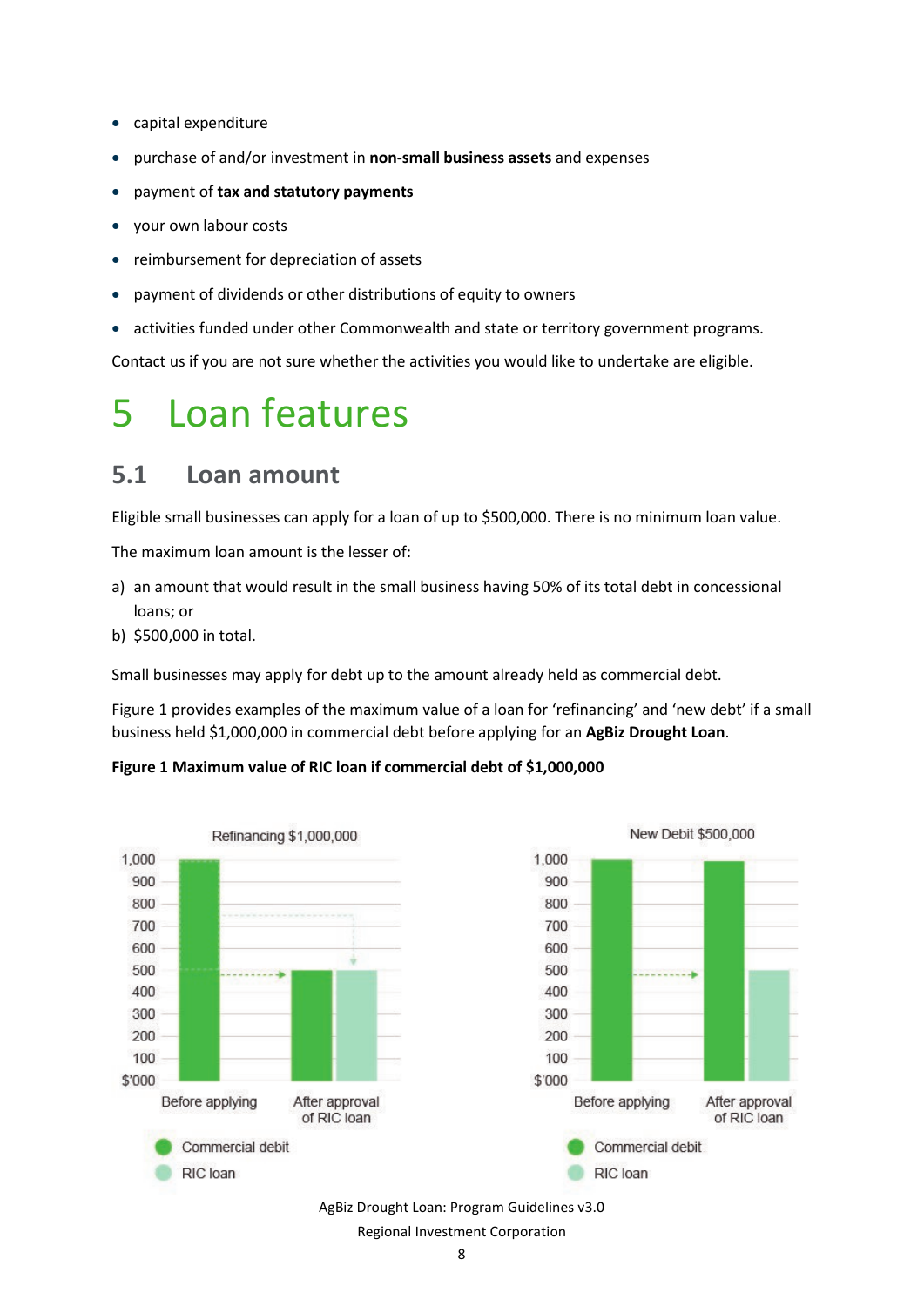- capital expenditure
- purchase of and/or investment in **non-small business assets** and expenses
- payment of **tax and statutory payments**
- your own labour costs
- reimbursement for depreciation of assets
- payment of dividends or other distributions of equity to owners
- activities funded under other Commonwealth and state or territory government programs.

Contact us if you are not sure whether the activities you would like to undertake are eligible.

# 5 Loan features

## 5.1 Loan amount

Eligible small businesses can apply for a loan of up to $500,000. There is no minimum loan value.

The maximum loan amount is the lesser of:

a) an amount that would result in the small business having 50% of its total debt in concessional loans; or
b) $500,000 in total.

Small businesses may apply for debt up to the amount already held as commercial debt.

Figure 1 provides examples of the maximum value of a loan for 'refinancing' and 'new debt' if a small business held $1,000,000 in commercial debt before applying for an **AgBiz Drought Loan**.

**Figure 1 Maximum value of RIC loan if commercial debt of $1,000,000**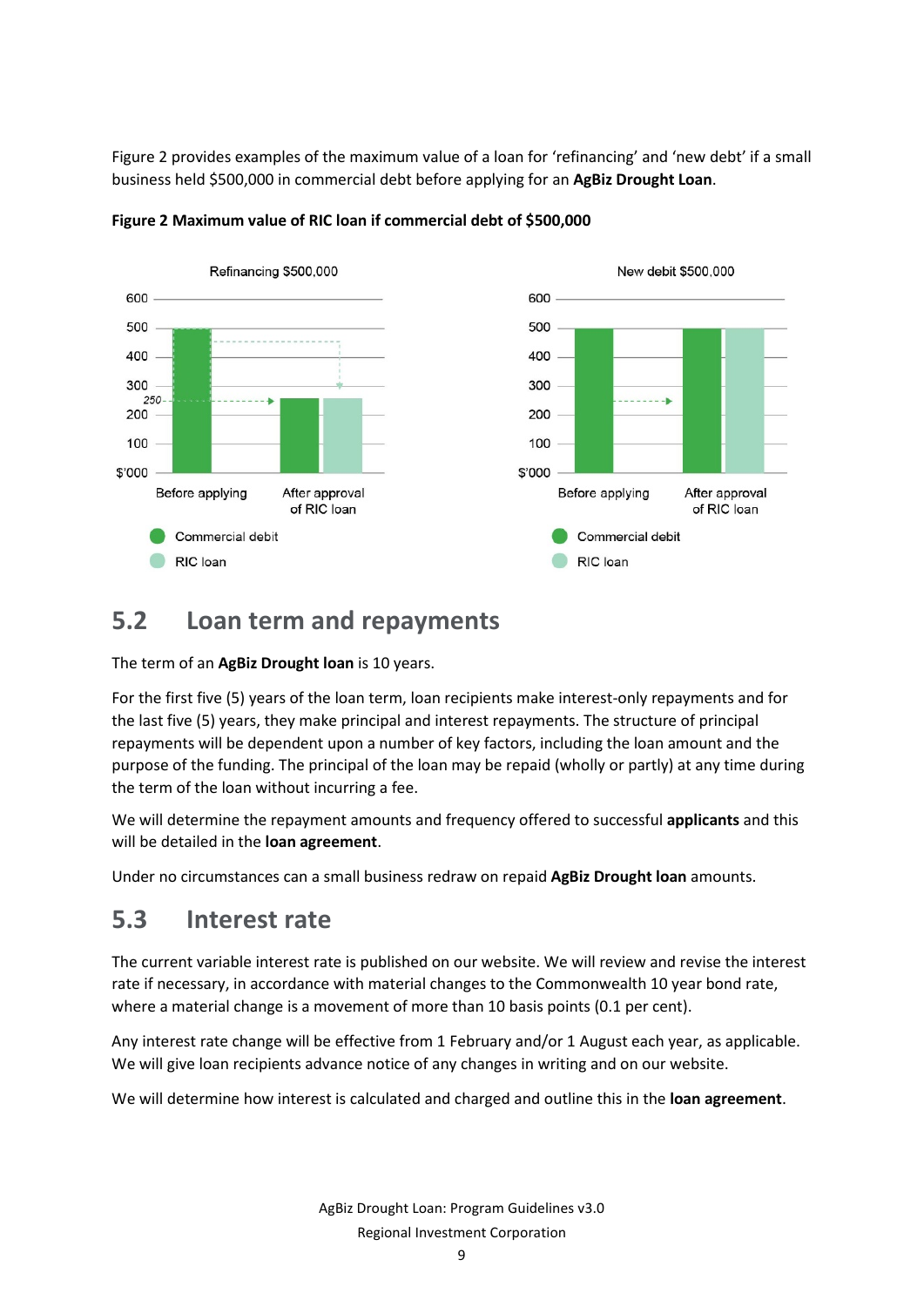Figure 2 provides examples of the maximum value of a loan for 'refinancing' and 'new debt' if a small business held $500,000 in commercial debt before applying for an **AgBiz Drought Loan**.

**Figure 2 Maximum value of RIC loan if commercial debt of $500,000**

## 5.2 Loan term and repayments

The term of an **AgBiz Drought loan** is 10 years.

For the first five (5) years of the loan term, loan recipients make interest-only repayments and for the last five (5) years, they make principal and interest repayments. The structure of principal repayments will be dependent upon a number of key factors, including the loan amount and the purpose of the funding. The principal of the loan may be repaid (wholly or partly) at any time during the term of the loan without incurring a fee.

We will determine the repayment amounts and frequency offered to successful **applicants** and this will be detailed in the **loan agreement**.

Under no circumstances can a small business redraw on repaid **AgBiz Drought loan** amounts.

## 5.3 Interest rate

The current variable interest rate is published on our website. We will review and revise the interest rate if necessary, in accordance with material changes to the Commonwealth 10 year bond rate, where a material change is a movement of more than 10 basis points (0.1 per cent).

Any interest rate change will be effective from 1 February and/or 1 August each year, as applicable. We will give loan recipients advance notice of any changes in writing and on our website.

We will determine how interest is calculated and charged and outline this in the **loan agreement**.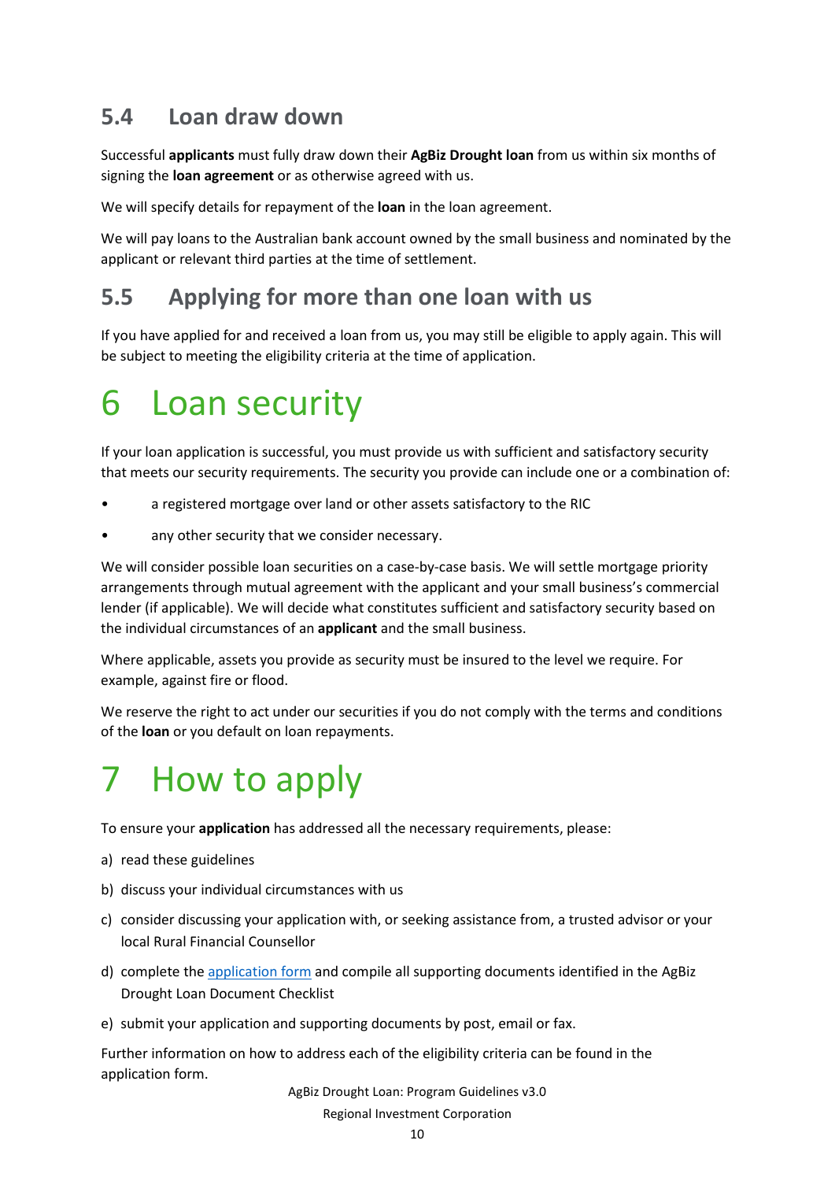### 5.4 Loan draw down

Successful **applicants** must fully draw down their **AgBiz Drought loan** from us within six months of signing the **loan agreement** or as otherwise agreed with us.

We will specify details for repayment of the **loan** in the loan agreement.

We will pay loans to the Australian bank account owned by the small business and nominated by the applicant or relevant third parties at the time of settlement.

### 5.5 Applying for more than one loan with us

If you have applied for and received a loan from us, you may still be eligible to apply again. This will be subject to meeting the eligibility criteria at the time of application.

# 6 Loan security

If your loan application is successful, you must provide us with sufficient and satisfactory security that meets our security requirements. The security you provide can include one or a combination of:

- a registered mortgage over land or other assets satisfactory to the RIC
- any other security that we consider necessary.

We will consider possible loan securities on a case-by-case basis. We will settle mortgage priority arrangements through mutual agreement with the applicant and your small business's commercial lender (if applicable). We will decide what constitutes sufficient and satisfactory security based on the individual circumstances of an **applicant** and the small business.

Where applicable, assets you provide as security must be insured to the level we require. For example, against fire or flood.

We reserve the right to act under our securities if you do not comply with the terms and conditions of the **loan** or you default on loan repayments.

# 7 How to apply

To ensure your **application** has addressed all the necessary requirements, please:

a) read these guidelines

b) discuss your individual circumstances with us

c) consider discussing your application with, or seeking assistance from, a trusted advisor or your local Rural Financial Counsellor

d) complete the application form and compile all supporting documents identified in the AgBiz Drought Loan Document Checklist

e) submit your application and supporting documents by post, email or fax.

Further information on how to address each of the eligibility criteria can be found in the application form.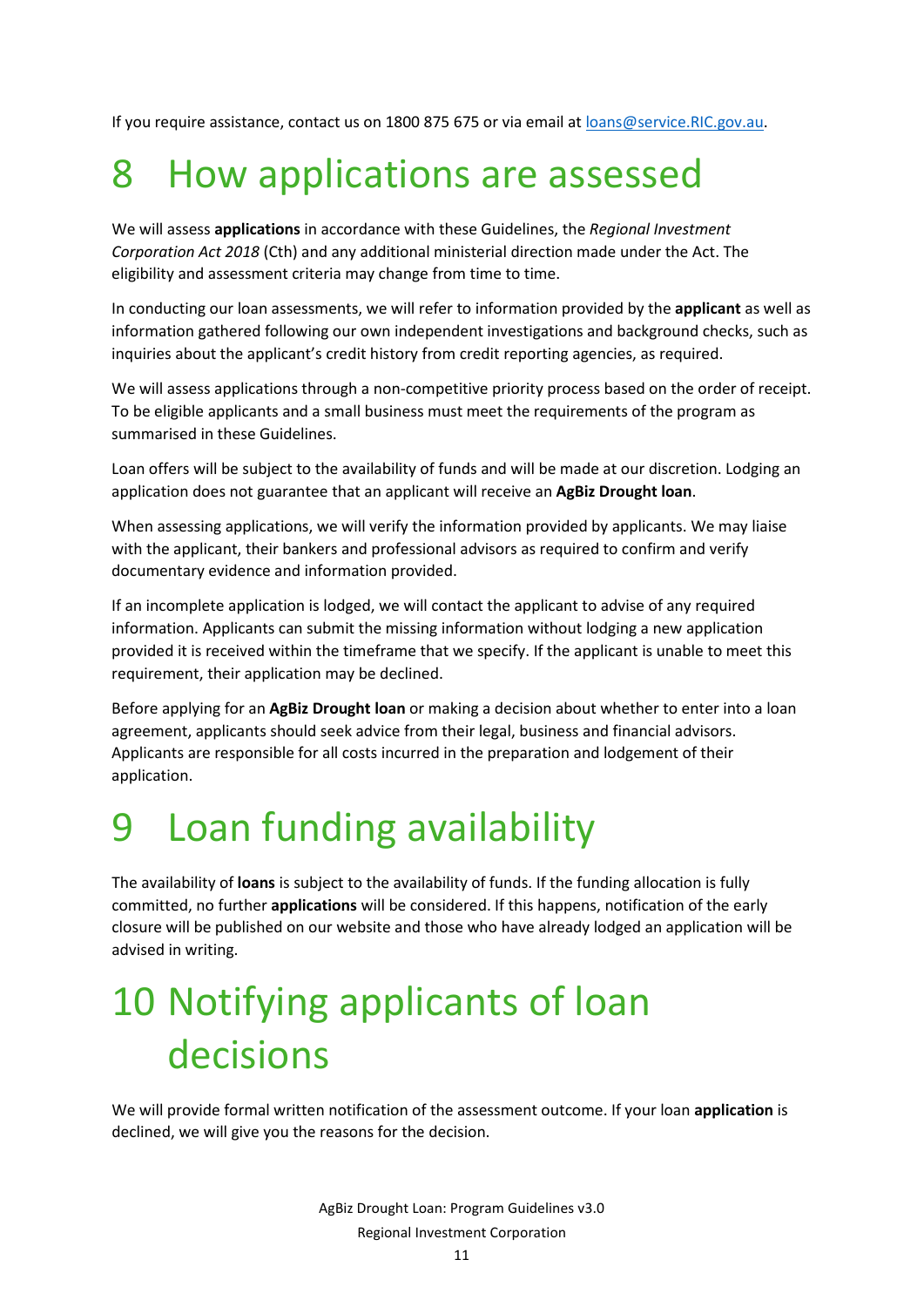If you require assistance, contact us on 1800 875 675 or via email at loans@service.RIC.gov.au.

# 8 How applications are assessed

We will assess **applications** in accordance with these Guidelines, the *Regional Investment Corporation Act 2018* (Cth) and any additional ministerial direction made under the Act. The eligibility and assessment criteria may change from time to time.

In conducting our loan assessments, we will refer to information provided by the **applicant** as well as information gathered following our own independent investigations and background checks, such as inquiries about the applicant's credit history from credit reporting agencies, as required.

We will assess applications through a non-competitive priority process based on the order of receipt. To be eligible applicants and a small business must meet the requirements of the program as summarised in these Guidelines.

Loan offers will be subject to the availability of funds and will be made at our discretion. Lodging an application does not guarantee that an applicant will receive an **AgBiz Drought loan**.

When assessing applications, we will verify the information provided by applicants. We may liaise with the applicant, their bankers and professional advisors as required to confirm and verify documentary evidence and information provided.

If an incomplete application is lodged, we will contact the applicant to advise of any required information. Applicants can submit the missing information without lodging a new application provided it is received within the timeframe that we specify. If the applicant is unable to meet this requirement, their application may be declined.

Before applying for an **AgBiz Drought loan** or making a decision about whether to enter into a loan agreement, applicants should seek advice from their legal, business and financial advisors. Applicants are responsible for all costs incurred in the preparation and lodgement of their application.

# 9 Loan funding availability

The availability of **loans** is subject to the availability of funds. If the funding allocation is fully committed, no further **applications** will be considered. If this happens, notification of the early closure will be published on our website and those who have already lodged an application will be advised in writing.

# 10 Notifying applicants of loan decisions

We will provide formal written notification of the assessment outcome. If your loan **application** is declined, we will give you the reasons for the decision.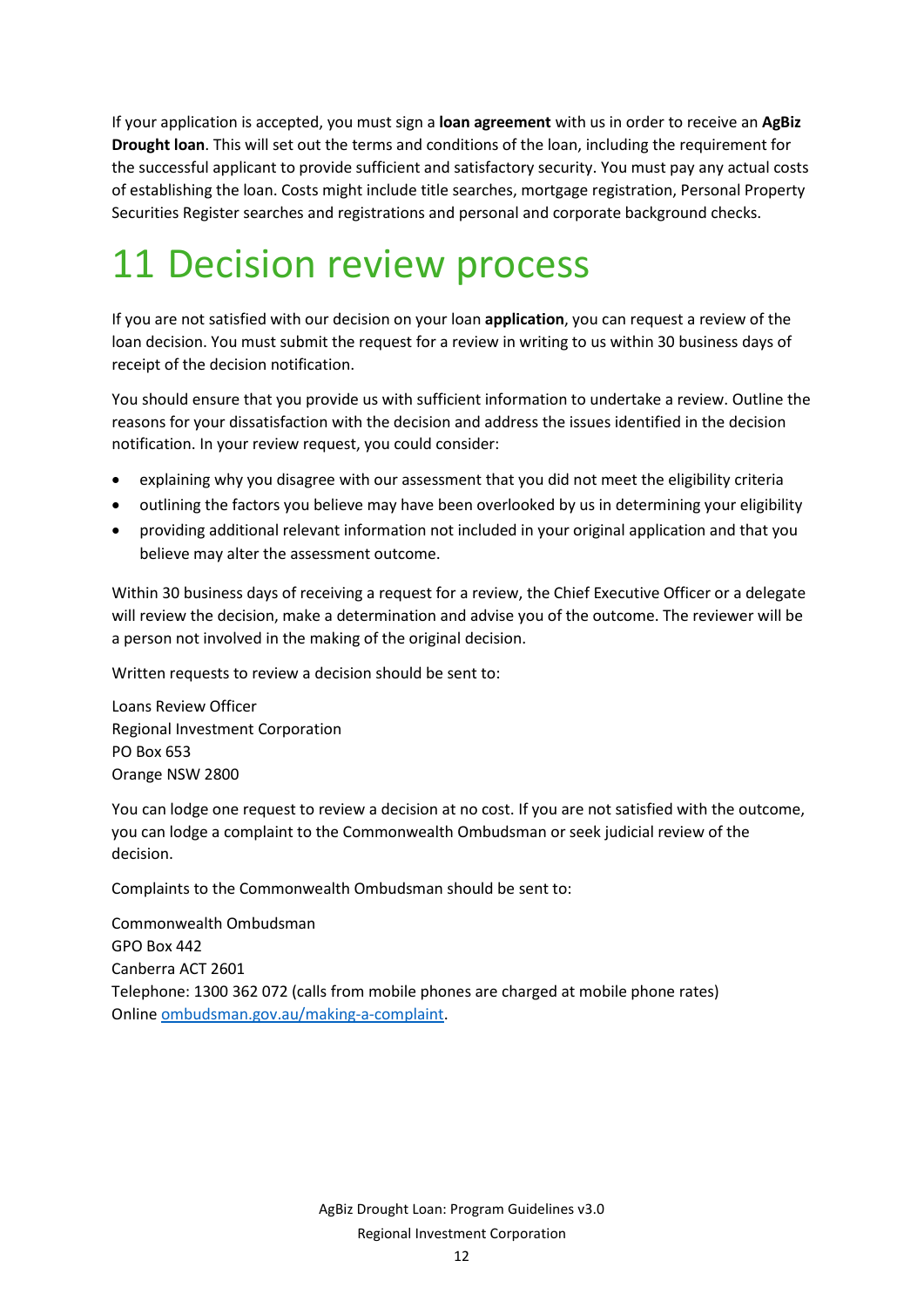If your application is accepted, you must sign a **loan agreement** with us in order to receive an **AgBiz Drought loan**. This will set out the terms and conditions of the loan, including the requirement for the successful applicant to provide sufficient and satisfactory security. You must pay any actual costs of establishing the loan. Costs might include title searches, mortgage registration, Personal Property Securities Register searches and registrations and personal and corporate background checks.

# 11 Decision review process

If you are not satisfied with our decision on your loan **application**, you can request a review of the loan decision. You must submit the request for a review in writing to us within 30 business days of receipt of the decision notification.

You should ensure that you provide us with sufficient information to undertake a review. Outline the reasons for your dissatisfaction with the decision and address the issues identified in the decision notification. In your review request, you could consider:

- explaining why you disagree with our assessment that you did not meet the eligibility criteria
- outlining the factors you believe may have been overlooked by us in determining your eligibility
- providing additional relevant information not included in your original application and that you believe may alter the assessment outcome.

Within 30 business days of receiving a request for a review, the Chief Executive Officer or a delegate will review the decision, make a determination and advise you of the outcome. The reviewer will be a person not involved in the making of the original decision.

Written requests to review a decision should be sent to:

Loans Review Officer
Regional Investment Corporation
PO Box 653
Orange NSW 2800

You can lodge one request to review a decision at no cost. If you are not satisfied with the outcome, you can lodge a complaint to the Commonwealth Ombudsman or seek judicial review of the decision.

Complaints to the Commonwealth Ombudsman should be sent to:

Commonwealth Ombudsman
GPO Box 442
Canberra ACT 2601
Telephone: 1300 362 072 (calls from mobile phones are charged at mobile phone rates)
Online [ombudsman.gov.au/making-a-complaint](ombudsman.gov.au/making-a-complaint).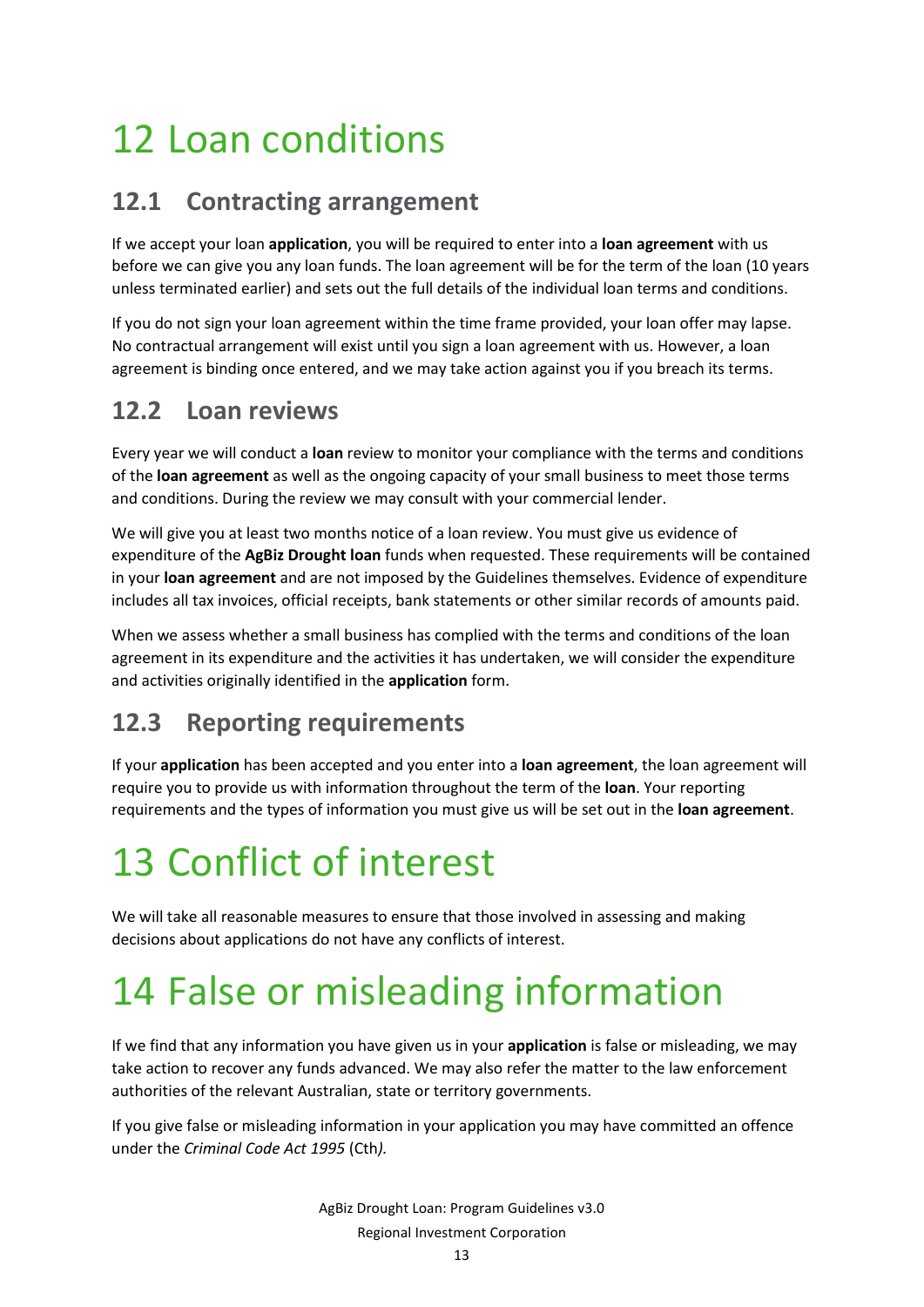# 12 Loan conditions

## 12.1 Contracting arrangement

If we accept your loan **application**, you will be required to enter into a **loan agreement** with us before we can give you any loan funds. The loan agreement will be for the term of the loan (10 years unless terminated earlier) and sets out the full details of the individual loan terms and conditions.

If you do not sign your loan agreement within the time frame provided, your loan offer may lapse. No contractual arrangement will exist until you sign a loan agreement with us. However, a loan agreement is binding once entered, and we may take action against you if you breach its terms.

## 12.2 Loan reviews

Every year we will conduct a **loan** review to monitor your compliance with the terms and conditions of the **loan agreement** as well as the ongoing capacity of your small business to meet those terms and conditions. During the review we may consult with your commercial lender.

We will give you at least two months notice of a loan review. You must give us evidence of expenditure of the **AgBiz Drought loan** funds when requested. These requirements will be contained in your **loan agreement** and are not imposed by the Guidelines themselves. Evidence of expenditure includes all tax invoices, official receipts, bank statements or other similar records of amounts paid.

When we assess whether a small business has complied with the terms and conditions of the loan agreement in its expenditure and the activities it has undertaken, we will consider the expenditure and activities originally identified in the **application** form.

## 12.3 Reporting requirements

If your **application** has been accepted and you enter into a **loan agreement**, the loan agreement will require you to provide us with information throughout the term of the **loan**. Your reporting requirements and the types of information you must give us will be set out in the **loan agreement**.

# 13 Conflict of interest

We will take all reasonable measures to ensure that those involved in assessing and making decisions about applications do not have any conflicts of interest.

# 14 False or misleading information

If we find that any information you have given us in your **application** is false or misleading, we may take action to recover any funds advanced. We may also refer the matter to the law enforcement authorities of the relevant Australian, state or territory governments.

If you give false or misleading information in your application you may have committed an offence under the *Criminal Code Act 1995* (Cth*).*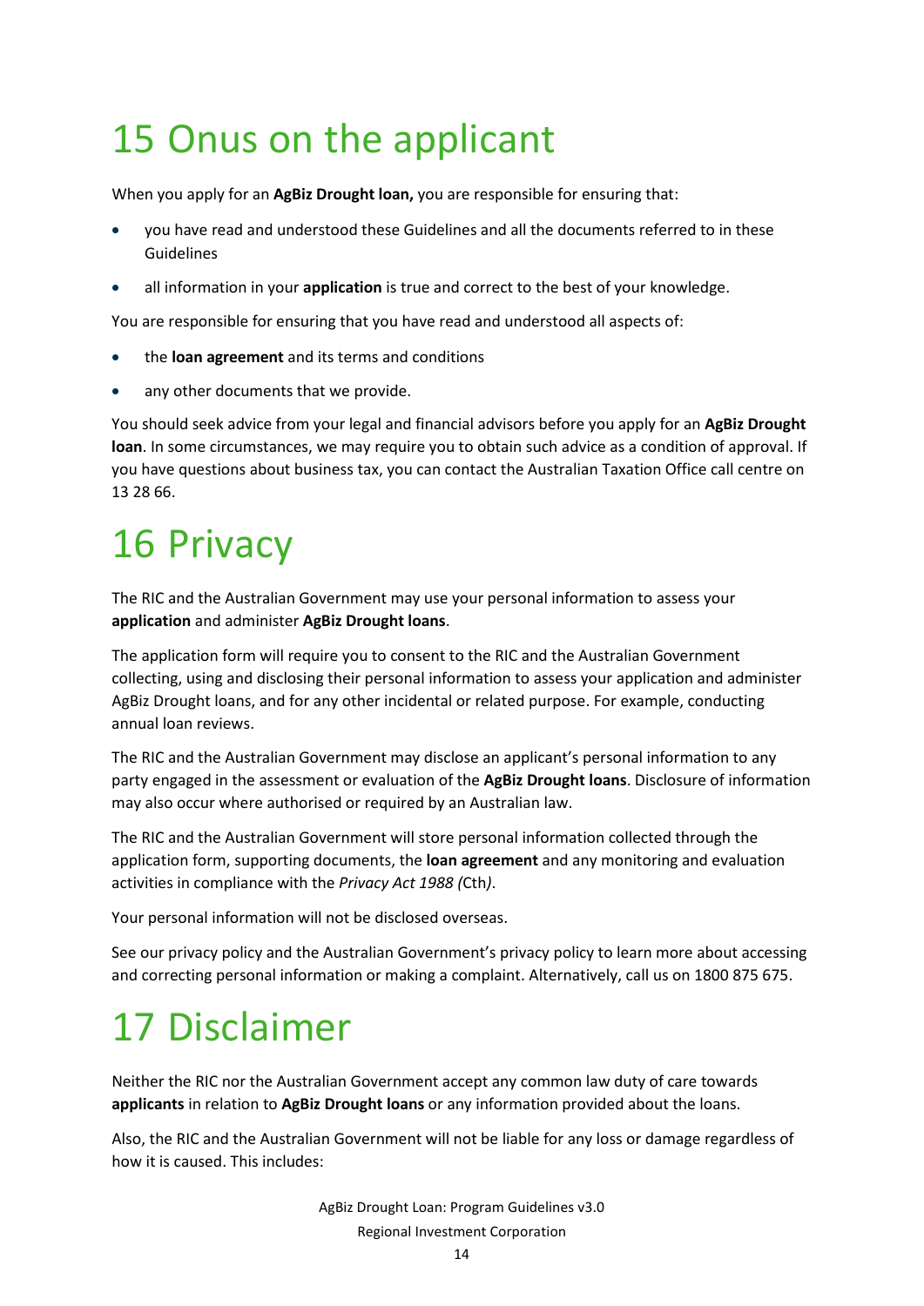# 15 Onus on the applicant

When you apply for an **AgBiz Drought loan,** you are responsible for ensuring that:

- you have read and understood these Guidelines and all the documents referred to in these Guidelines
- all information in your **application** is true and correct to the best of your knowledge.

You are responsible for ensuring that you have read and understood all aspects of:

- the **loan agreement** and its terms and conditions
- any other documents that we provide.

You should seek advice from your legal and financial advisors before you apply for an **AgBiz Drought loan**. In some circumstances, we may require you to obtain such advice as a condition of approval. If you have questions about business tax, you can contact the Australian Taxation Office call centre on 13 28 66.

# 16 Privacy

The RIC and the Australian Government may use your personal information to assess your **application** and administer **AgBiz Drought loans**.

The application form will require you to consent to the RIC and the Australian Government collecting, using and disclosing their personal information to assess your application and administer AgBiz Drought loans, and for any other incidental or related purpose. For example, conducting annual loan reviews.

The RIC and the Australian Government may disclose an applicant's personal information to any party engaged in the assessment or evaluation of the **AgBiz Drought loans**. Disclosure of information may also occur where authorised or required by an Australian law.

The RIC and the Australian Government will store personal information collected through the application form, supporting documents, the **loan agreement** and any monitoring and evaluation activities in compliance with the *Privacy Act 1988 (*Cth*)*.

Your personal information will not be disclosed overseas.

See our privacy policy and the Australian Government's privacy policy to learn more about accessing and correcting personal information or making a complaint. Alternatively, call us on 1800 875 675.

# 17 Disclaimer

Neither the RIC nor the Australian Government accept any common law duty of care towards **applicants** in relation to **AgBiz Drought loans** or any information provided about the loans.

Also, the RIC and the Australian Government will not be liable for any loss or damage regardless of how it is caused. This includes: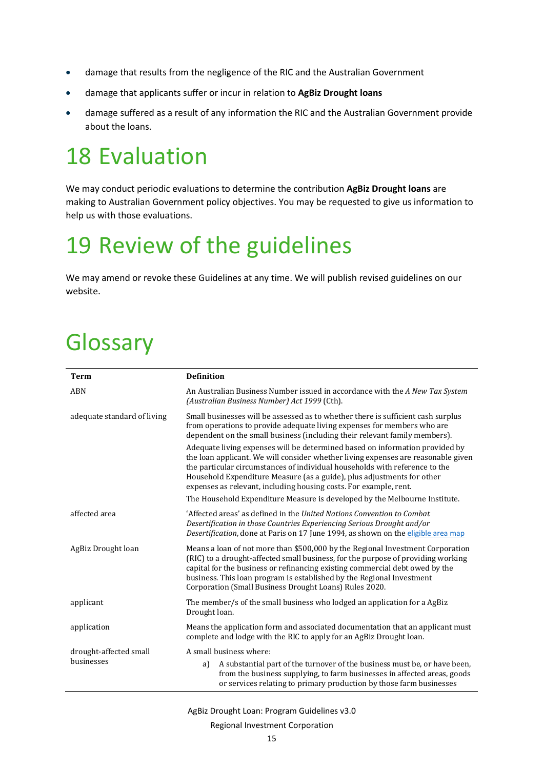- damage that results from the negligence of the RIC and the Australian Government
- damage that applicants suffer or incur in relation to **AgBiz Drought loans**
- damage suffered as a result of any information the RIC and the Australian Government provide about the loans.

# 18 Evaluation

We may conduct periodic evaluations to determine the contribution **AgBiz Drought loans** are making to Australian Government policy objectives. You may be requested to give us information to help us with those evaluations.

# 19 Review of the guidelines

We may amend or revoke these Guidelines at any time. We will publish revised guidelines on our website.

# Glossary

| Term | Definition |
| --- | --- |
| ABN | An Australian Business Number issued in accordance with the *A New Tax System (Australian Business Number) Act 1999* (Cth). |
| adequate standard of living | Small businesses will be assessed as to whether there is sufficient cash surplus from operations to provide adequate living expenses for members who are dependent on the small business (including their relevant family members).<br><br>Adequate living expenses will be determined based on information provided by the loan applicant. We will consider whether living expenses are reasonable given the particular circumstances of individual households with reference to the Household Expenditure Measure (as a guide), plus adjustments for other expenses as relevant, including housing costs. For example, rent.<br><br>The Household Expenditure Measure is developed by the Melbourne Institute. |
| affected area | 'Affected areas' as defined in the *United Nations Convention to Combat Desertification in those Countries Experiencing Serious Drought and/or Desertification*, done at Paris on 17 June 1994, as shown on the eligible area map |
| AgBiz Drought loan | Means a loan of not more than $500,000 by the Regional Investment Corporation (RIC) to a drought-affected small business, for the purpose of providing working capital for the business or refinancing existing commercial debt owed by the business. This loan program is established by the Regional Investment Corporation (Small Business Drought Loans) Rules 2020. |
| applicant | The member/s of the small business who lodged an application for a AgBiz Drought loan. |
| application | Means the application form and associated documentation that an applicant must complete and lodge with the RIC to apply for an AgBiz Drought loan. |
| drought-affected small businesses | A small business where:<br><br>a) A substantial part of the turnover of the business must be, or have been, from the business supplying, to farm businesses in affected areas, goods or services relating to primary production by those farm businesses |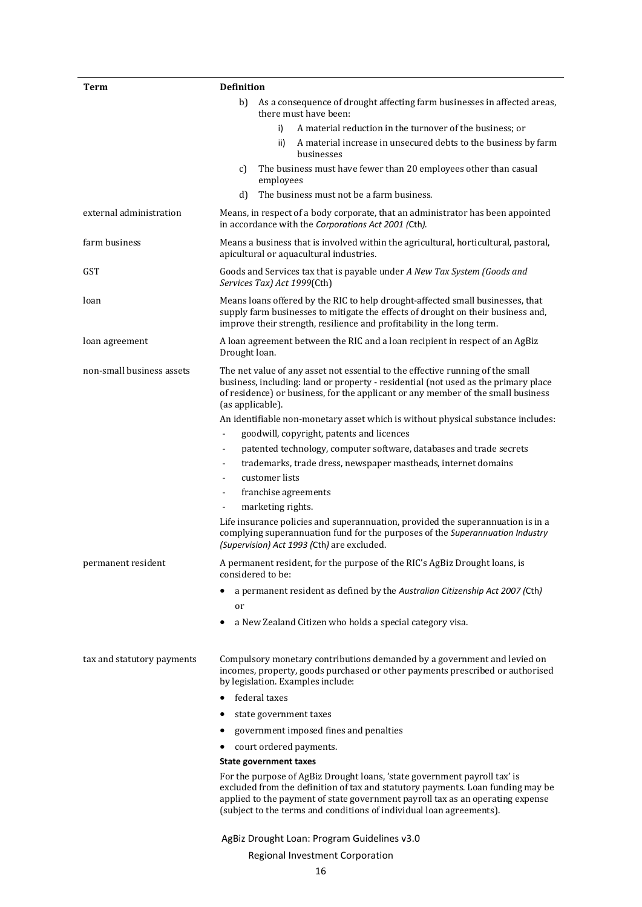| Term | Definition |
|---|---|
| | b) As a consequence of drought affecting farm businesses in affected areas, there must have been:<br>i) A material reduction in the turnover of the business; or<br>ii) A material increase in unsecured debts to the business by farm businesses<br>c) The business must have fewer than 20 employees other than casual employees<br>d) The business must not be a farm business. |
| external administration | Means, in respect of a body corporate, that an administrator has been appointed in accordance with the *Corporations Act 2001 (*Cth*)*. |
| farm business | Means a business that is involved within the agricultural, horticultural, pastoral, apicultural or aquacultural industries. |
| GST | Goods and Services tax that is payable under *A New Tax System (Goods and Services Tax) Act 1999*(Cth) |
| loan | Means loans offered by the RIC to help drought-affected small businesses, that supply farm businesses to mitigate the effects of drought on their business and, improve their strength, resilience and profitability in the long term. |
| loan agreement | A loan agreement between the RIC and a loan recipient in respect of an AgBiz Drought loan. |
| non-small business assets | The net value of any asset not essential to the effective running of the small business, including: land or property - residential (not used as the primary place of residence) or business, for the applicant or any member of the small business (as applicable).<br>An identifiable non-monetary asset which is without physical substance includes:<br>- goodwill, copyright, patents and licences<br>- patented technology, computer software, databases and trade secrets<br>- trademarks, trade dress, newspaper mastheads, internet domains<br>- customer lists<br>- franchise agreements<br>- marketing rights.<br>Life insurance policies and superannuation, provided the superannuation is in a complying superannuation fund for the purposes of the *Superannuation Industry (Supervision) Act 1993 (*Cth*)* are excluded. |
| permanent resident | A permanent resident, for the purpose of the RIC's AgBiz Drought loans, is considered to be:<br>• a permanent resident as defined by the *Australian Citizenship Act 2007 (*Cth*)*<br>or<br>• a New Zealand Citizen who holds a special category visa. |
| tax and statutory payments | Compulsory monetary contributions demanded by a government and levied on incomes, property, goods purchased or other payments prescribed or authorised by legislation. Examples include:<br>• federal taxes<br>• state government taxes<br>• government imposed fines and penalties<br>• court ordered payments.<br>**State government taxes**<br>For the purpose of AgBiz Drought loans, 'state government payroll tax' is excluded from the definition of tax and statutory payments. Loan funding may be applied to the payment of state government payroll tax as an operating expense (subject to the terms and conditions of individual loan agreements). |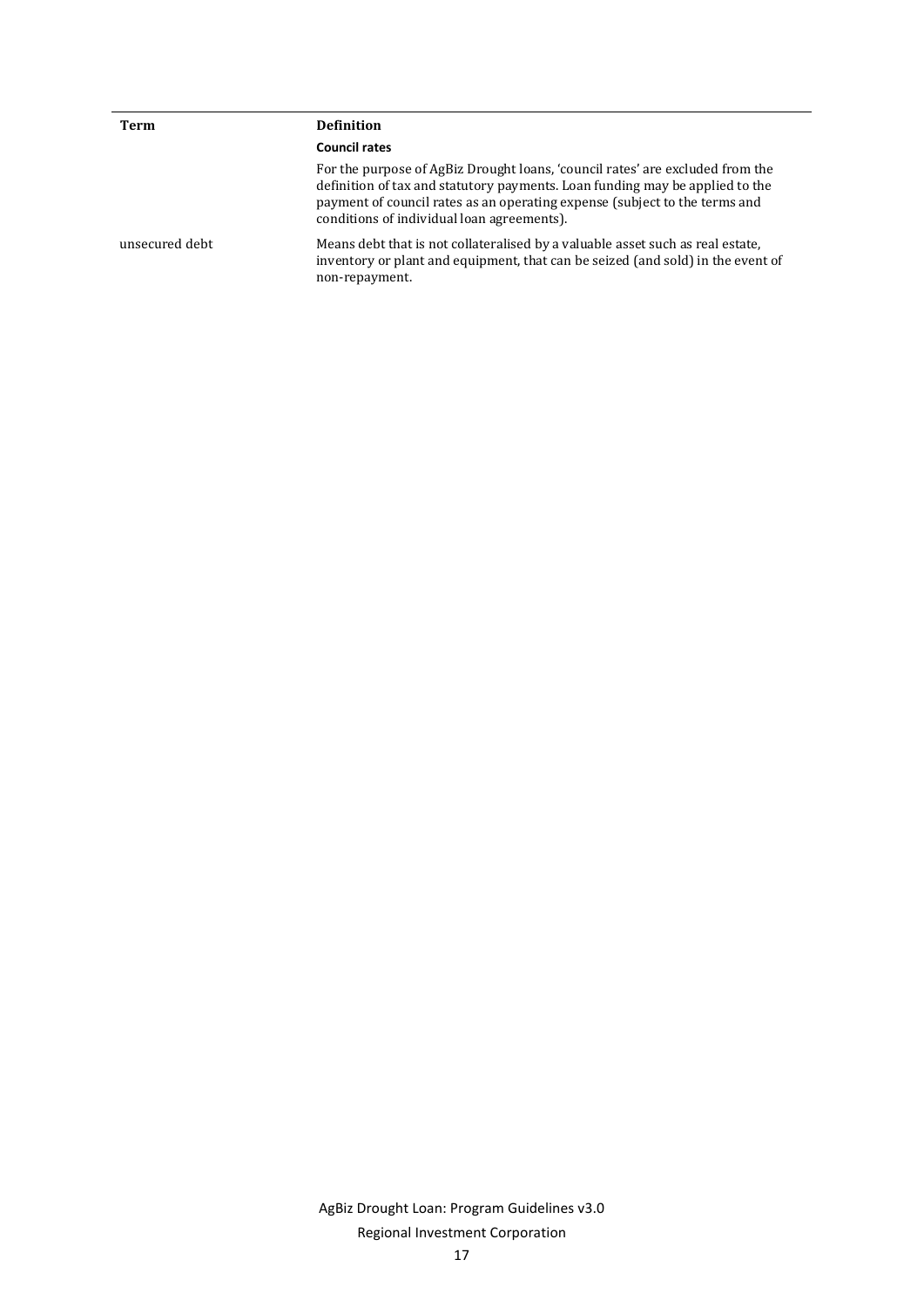| Term | Definition |
| --- | --- |
| | **Council rates**<br><br>For the purpose of AgBiz Drought loans, 'council rates' are excluded from the definition of tax and statutory payments. Loan funding may be applied to the payment of council rates as an operating expense (subject to the terms and conditions of individual loan agreements). |
| unsecured debt | Means debt that is not collateralised by a valuable asset such as real estate, inventory or plant and equipment, that can be seized (and sold) in the event of non-repayment. |